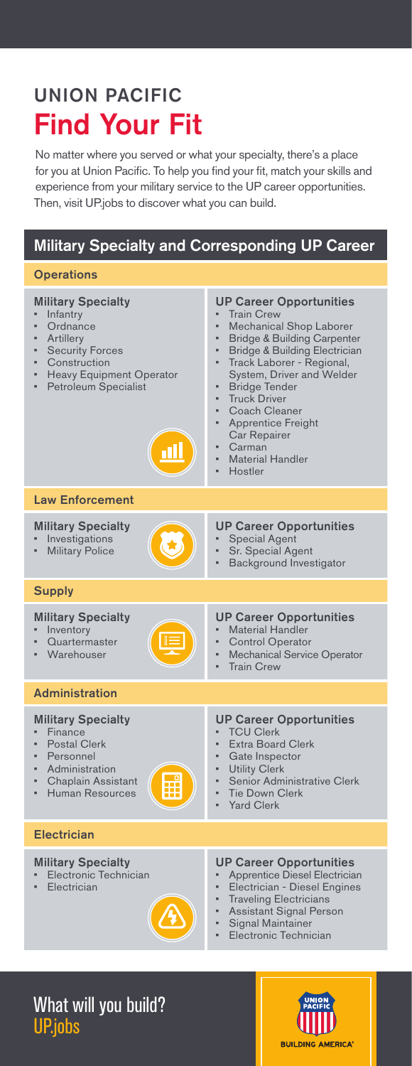# UNION PACIFIC

# Find Your Fit

No matter where you served or what your specialty, there's a place for you at Union Pacific. To help you find your fit, match your skills and experience from your military service to the UP career opportunities. Then, visit UP.jobs to discover what you can build.

## Military Specialty and Corresponding UP Career

### Operations

**Military Specialty**
- Infantry
- Ordnance
- Artillery
- Security Forces
- Construction
- Heavy Equipment Operator
- Petroleum Specialist

**UP Career Opportunities**
- Train Crew
- Mechanical Shop Laborer
- Bridge & Building Carpenter
- Bridge & Building Electrician
- Track Laborer - Regional, System, Driver and Welder
- Bridge Tender
- Truck Driver
- Coach Cleaner
- Apprentice Freight Car Repairer
- Carman
- Material Handler
- Hostler

### Law Enforcement

**Military Specialty**
- Investigations
- Military Police

**UP Career Opportunities**
- Special Agent
- Sr. Special Agent
- Background Investigator

### Supply

**Military Specialty**
- Inventory
- Quartermaster
- Warehouser

**UP Career Opportunities**
- Material Handler
- Control Operator
- Mechanical Service Operator
- Train Crew

### Administration

**Military Specialty**
- Finance
- Postal Clerk
- Personnel
- Administration
- Chaplain Assistant
- Human Resources

**UP Career Opportunities**
- TCU Clerk
- Extra Board Clerk
- Gate Inspector
- Utility Clerk
- Senior Administrative Clerk
- Tie Down Clerk
- Yard Clerk

### Electrician

**Military Specialty**
- Electronic Technician
- Electrician

**UP Career Opportunities**
- Apprentice Diesel Electrician
- Electrician - Diesel Engines
- Traveling Electricians
- Assistant Signal Person
- Signal Maintainer
- Electronic Technician

What will you build?
UP.jobs

UNION PACIFIC
BUILDING AMERICA®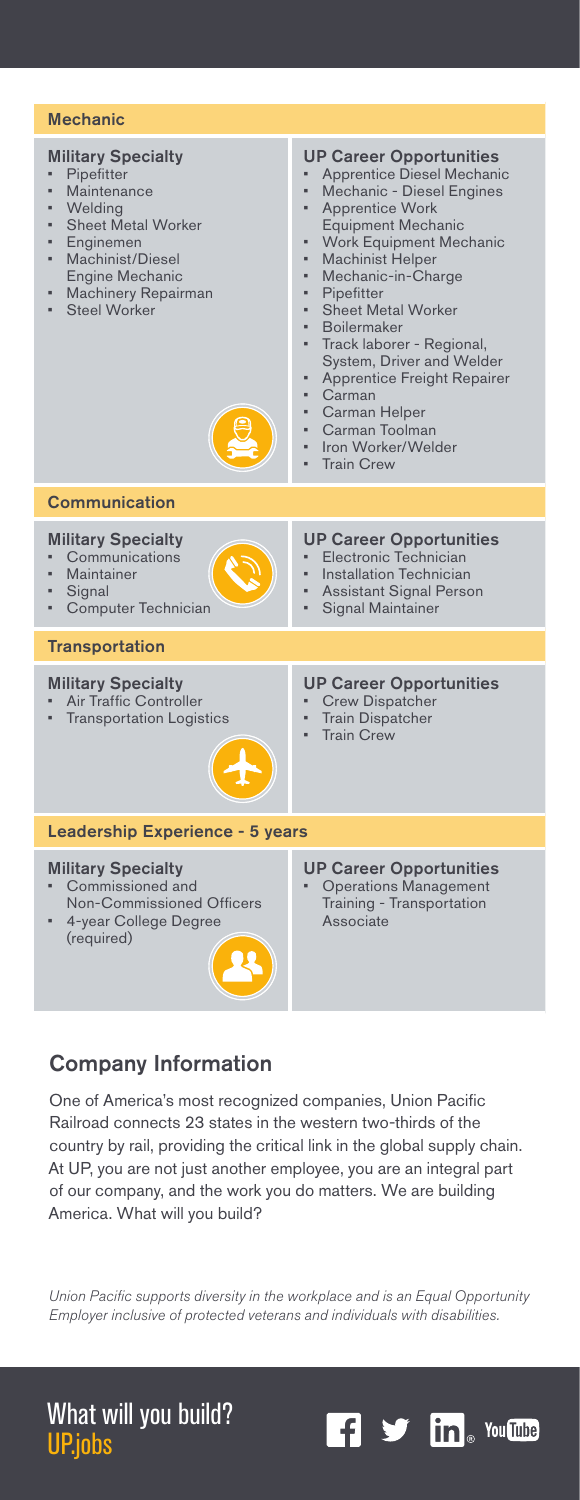## Mechanic

### Military Specialty

- Pipefitter
- Maintenance
- Welding
- Sheet Metal Worker
- Enginemen
- Machinist/Diesel Engine Mechanic
- Machinery Repairman
- Steel Worker

### UP Career Opportunities

- Apprentice Diesel Mechanic
- Mechanic - Diesel Engines
- Apprentice Work Equipment Mechanic
- Work Equipment Mechanic
- Machinist Helper
- Mechanic-in-Charge
- Pipefitter
- Sheet Metal Worker
- Boilermaker
- Track laborer - Regional, System, Driver and Welder
- Apprentice Freight Repairer
- Carman
- Carman Helper
- Carman Toolman
- Iron Worker/Welder
- Train Crew

## Communication

### Military Specialty

- Communications
- Maintainer
- Signal
- Computer Technician

### UP Career Opportunities

- Electronic Technician
- Installation Technician
- Assistant Signal Person
- Signal Maintainer

## Transportation

### Military Specialty

- Air Traffic Controller
- Transportation Logistics

### UP Career Opportunities

- Crew Dispatcher
- Train Dispatcher
- Train Crew

## Leadership Experience - 5 years

### Military Specialty

- Commissioned and Non-Commissioned Officers
- 4-year College Degree (required)

### UP Career Opportunities

- Operations Management Training - Transportation Associate

## Company Information

One of America's most recognized companies, Union Pacific Railroad connects 23 states in the western two-thirds of the country by rail, providing the critical link in the global supply chain. At UP, you are not just another employee, you are an integral part of our company, and the work you do matters. We are building America. What will you build?

*Union Pacific supports diversity in the workplace and is an Equal Opportunity Employer inclusive of protected veterans and individuals with disabilities.*

What will you build?
UP.jobs